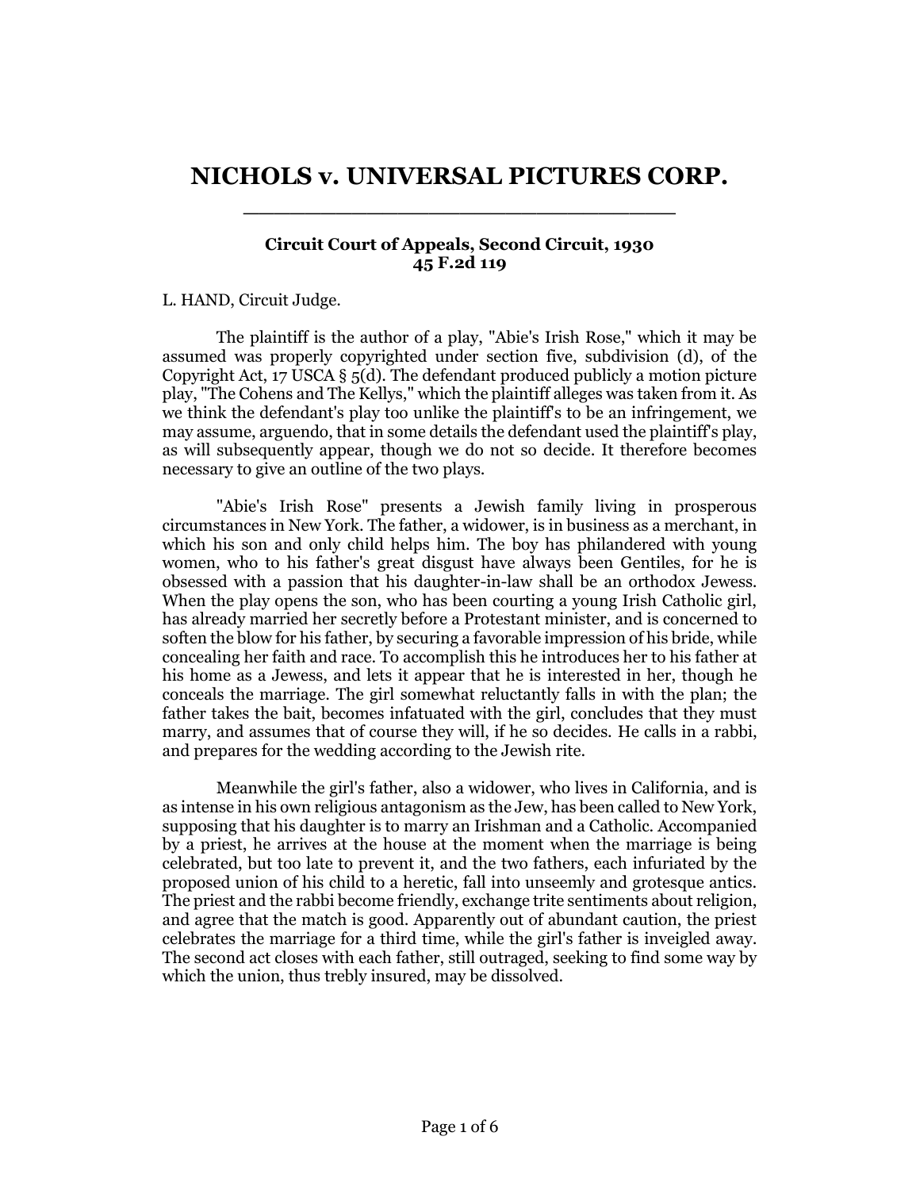# NICHOLS v. UNIVERSAL PICTURES CORP.

**Circuit Court of Appeals, Second Circuit, 1930**
**45 F.2d 119**

L. HAND, Circuit Judge.

The plaintiff is the author of a play, "Abie's Irish Rose," which it may be assumed was properly copyrighted under section five, subdivision (d), of the Copyright Act, 17 USCA § 5(d). The defendant produced publicly a motion picture play, "The Cohens and The Kellys," which the plaintiff alleges was taken from it. As we think the defendant's play too unlike the plaintiff's to be an infringement, we may assume, arguendo, that in some details the defendant used the plaintiff's play, as will subsequently appear, though we do not so decide. It therefore becomes necessary to give an outline of the two plays.

"Abie's Irish Rose" presents a Jewish family living in prosperous circumstances in New York. The father, a widower, is in business as a merchant, in which his son and only child helps him. The boy has philandered with young women, who to his father's great disgust have always been Gentiles, for he is obsessed with a passion that his daughter-in-law shall be an orthodox Jewess. When the play opens the son, who has been courting a young Irish Catholic girl, has already married her secretly before a Protestant minister, and is concerned to soften the blow for his father, by securing a favorable impression of his bride, while concealing her faith and race. To accomplish this he introduces her to his father at his home as a Jewess, and lets it appear that he is interested in her, though he conceals the marriage. The girl somewhat reluctantly falls in with the plan; the father takes the bait, becomes infatuated with the girl, concludes that they must marry, and assumes that of course they will, if he so decides. He calls in a rabbi, and prepares for the wedding according to the Jewish rite.

Meanwhile the girl's father, also a widower, who lives in California, and is as intense in his own religious antagonism as the Jew, has been called to New York, supposing that his daughter is to marry an Irishman and a Catholic. Accompanied by a priest, he arrives at the house at the moment when the marriage is being celebrated, but too late to prevent it, and the two fathers, each infuriated by the proposed union of his child to a heretic, fall into unseemly and grotesque antics. The priest and the rabbi become friendly, exchange trite sentiments about religion, and agree that the match is good. Apparently out of abundant caution, the priest celebrates the marriage for a third time, while the girl's father is inveigled away. The second act closes with each father, still outraged, seeking to find some way by which the union, thus trebly insured, may be dissolved.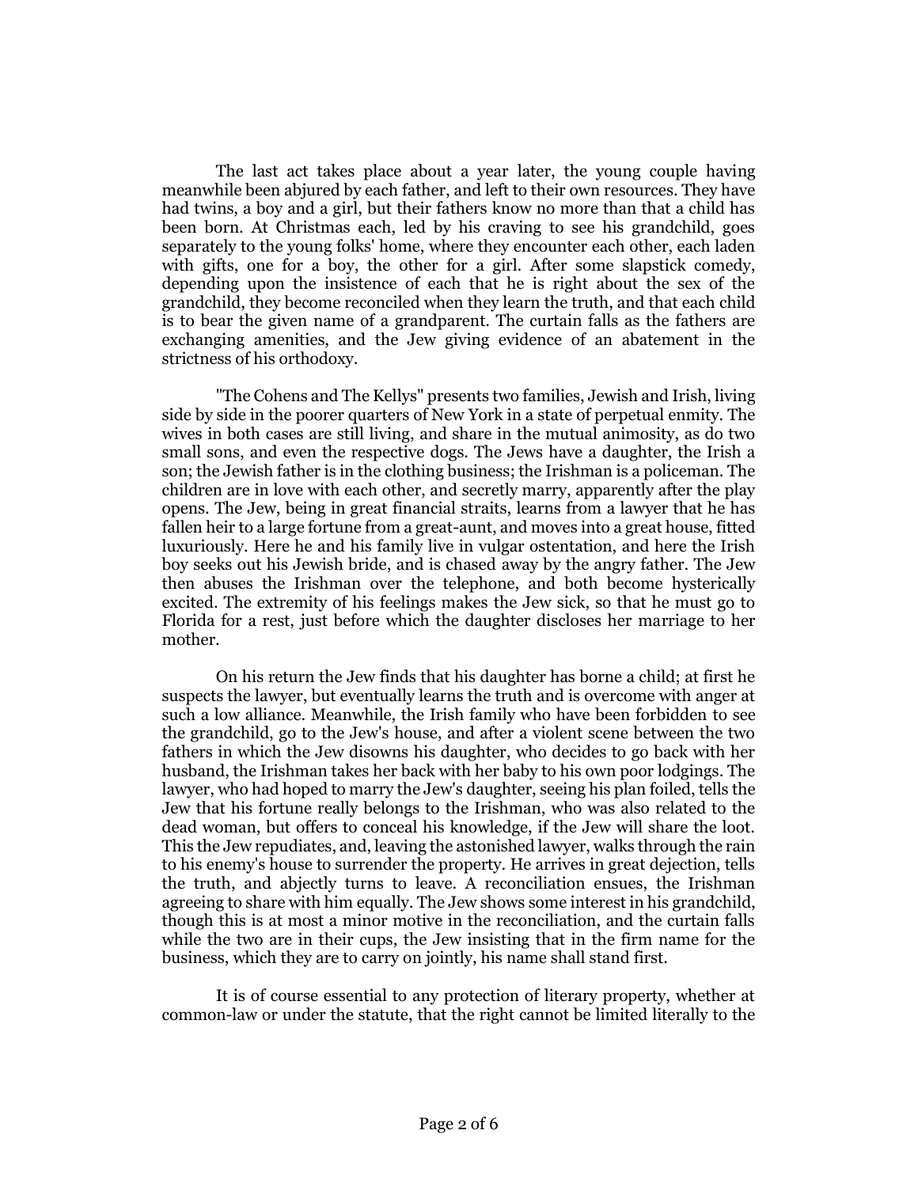The last act takes place about a year later, the young couple having meanwhile been abjured by each father, and left to their own resources. They have had twins, a boy and a girl, but their fathers know no more than that a child has been born. At Christmas each, led by his craving to see his grandchild, goes separately to the young folks' home, where they encounter each other, each laden with gifts, one for a boy, the other for a girl. After some slapstick comedy, depending upon the insistence of each that he is right about the sex of the grandchild, they become reconciled when they learn the truth, and that each child is to bear the given name of a grandparent. The curtain falls as the fathers are exchanging amenities, and the Jew giving evidence of an abatement in the strictness of his orthodoxy.

"The Cohens and The Kellys" presents two families, Jewish and Irish, living side by side in the poorer quarters of New York in a state of perpetual enmity. The wives in both cases are still living, and share in the mutual animosity, as do two small sons, and even the respective dogs. The Jews have a daughter, the Irish a son; the Jewish father is in the clothing business; the Irishman is a policeman. The children are in love with each other, and secretly marry, apparently after the play opens. The Jew, being in great financial straits, learns from a lawyer that he has fallen heir to a large fortune from a great-aunt, and moves into a great house, fitted luxuriously. Here he and his family live in vulgar ostentation, and here the Irish boy seeks out his Jewish bride, and is chased away by the angry father. The Jew then abuses the Irishman over the telephone, and both become hysterically excited. The extremity of his feelings makes the Jew sick, so that he must go to Florida for a rest, just before which the daughter discloses her marriage to her mother.

On his return the Jew finds that his daughter has borne a child; at first he suspects the lawyer, but eventually learns the truth and is overcome with anger at such a low alliance. Meanwhile, the Irish family who have been forbidden to see the grandchild, go to the Jew's house, and after a violent scene between the two fathers in which the Jew disowns his daughter, who decides to go back with her husband, the Irishman takes her back with her baby to his own poor lodgings. The lawyer, who had hoped to marry the Jew's daughter, seeing his plan foiled, tells the Jew that his fortune really belongs to the Irishman, who was also related to the dead woman, but offers to conceal his knowledge, if the Jew will share the loot. This the Jew repudiates, and, leaving the astonished lawyer, walks through the rain to his enemy's house to surrender the property. He arrives in great dejection, tells the truth, and abjectly turns to leave. A reconciliation ensues, the Irishman agreeing to share with him equally. The Jew shows some interest in his grandchild, though this is at most a minor motive in the reconciliation, and the curtain falls while the two are in their cups, the Jew insisting that in the firm name for the business, which they are to carry on jointly, his name shall stand first.

It is of course essential to any protection of literary property, whether at common-law or under the statute, that the right cannot be limited literally to the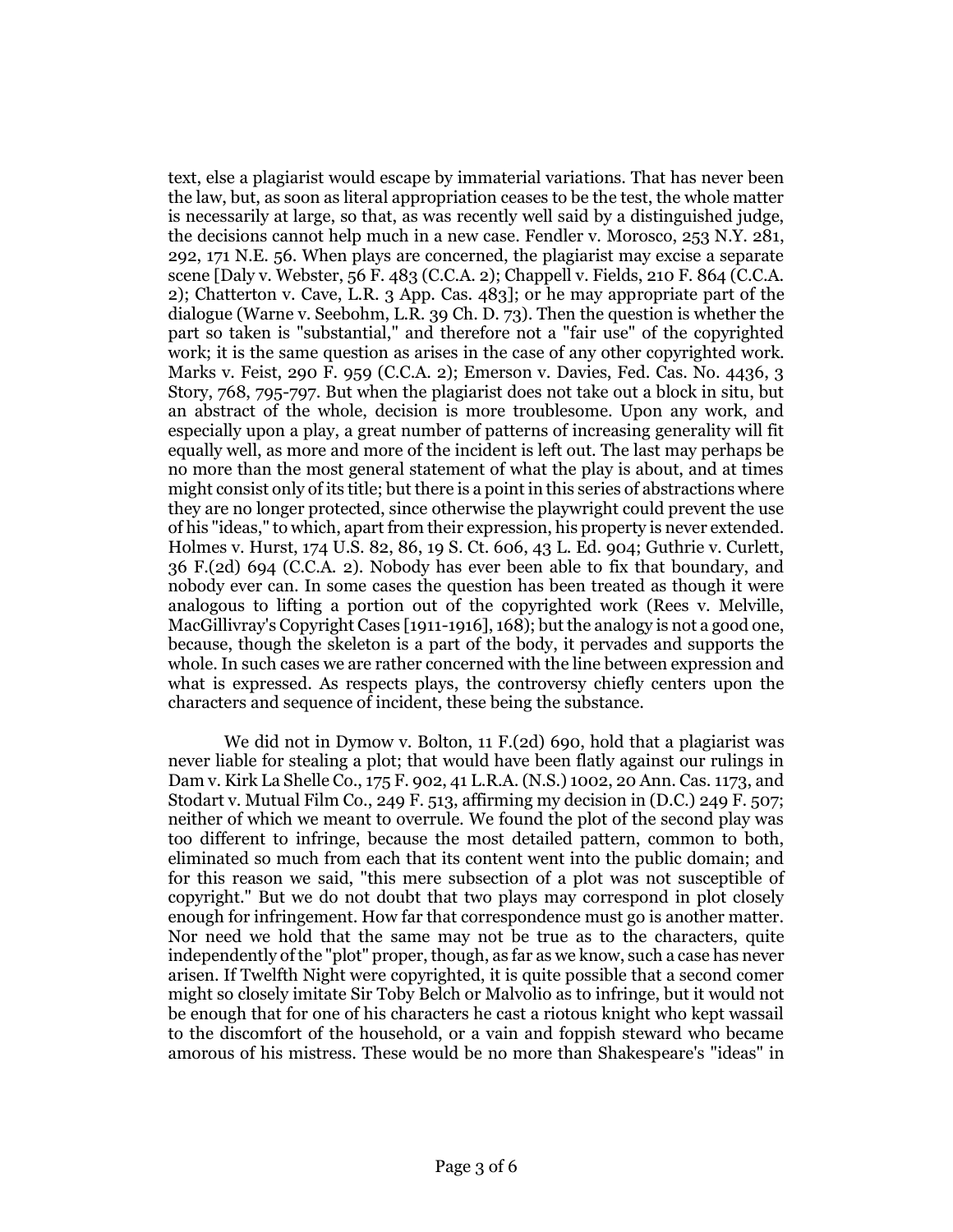text, else a plagiarist would escape by immaterial variations. That has never been the law, but, as soon as literal appropriation ceases to be the test, the whole matter is necessarily at large, so that, as was recently well said by a distinguished judge, the decisions cannot help much in a new case. Fendler v. Morosco, 253 N.Y. 281, 292, 171 N.E. 56. When plays are concerned, the plagiarist may excise a separate scene [Daly v. Webster, 56 F. 483 (C.C.A. 2); Chappell v. Fields, 210 F. 864 (C.C.A. 2); Chatterton v. Cave, L.R. 3 App. Cas. 483]; or he may appropriate part of the dialogue (Warne v. Seebohm, L.R. 39 Ch. D. 73). Then the question is whether the part so taken is "substantial," and therefore not a "fair use" of the copyrighted work; it is the same question as arises in the case of any other copyrighted work. Marks v. Feist, 290 F. 959 (C.C.A. 2); Emerson v. Davies, Fed. Cas. No. 4436, 3 Story, 768, 795-797. But when the plagiarist does not take out a block in situ, but an abstract of the whole, decision is more troublesome. Upon any work, and especially upon a play, a great number of patterns of increasing generality will fit equally well, as more and more of the incident is left out. The last may perhaps be no more than the most general statement of what the play is about, and at times might consist only of its title; but there is a point in this series of abstractions where they are no longer protected, since otherwise the playwright could prevent the use of his "ideas," to which, apart from their expression, his property is never extended. Holmes v. Hurst, 174 U.S. 82, 86, 19 S. Ct. 606, 43 L. Ed. 904; Guthrie v. Curlett, 36 F.(2d) 694 (C.C.A. 2). Nobody has ever been able to fix that boundary, and nobody ever can. In some cases the question has been treated as though it were analogous to lifting a portion out of the copyrighted work (Rees v. Melville, MacGillivray's Copyright Cases [1911-1916], 168); but the analogy is not a good one, because, though the skeleton is a part of the body, it pervades and supports the whole. In such cases we are rather concerned with the line between expression and what is expressed. As respects plays, the controversy chiefly centers upon the characters and sequence of incident, these being the substance.

We did not in Dymow v. Bolton, 11 F.(2d) 690, hold that a plagiarist was never liable for stealing a plot; that would have been flatly against our rulings in Dam v. Kirk La Shelle Co., 175 F. 902, 41 L.R.A. (N.S.) 1002, 20 Ann. Cas. 1173, and Stodart v. Mutual Film Co., 249 F. 513, affirming my decision in (D.C.) 249 F. 507; neither of which we meant to overrule. We found the plot of the second play was too different to infringe, because the most detailed pattern, common to both, eliminated so much from each that its content went into the public domain; and for this reason we said, "this mere subsection of a plot was not susceptible of copyright." But we do not doubt that two plays may correspond in plot closely enough for infringement. How far that correspondence must go is another matter. Nor need we hold that the same may not be true as to the characters, quite independently of the "plot" proper, though, as far as we know, such a case has never arisen. If Twelfth Night were copyrighted, it is quite possible that a second comer might so closely imitate Sir Toby Belch or Malvolio as to infringe, but it would not be enough that for one of his characters he cast a riotous knight who kept wassail to the discomfort of the household, or a vain and foppish steward who became amorous of his mistress. These would be no more than Shakespeare's "ideas" in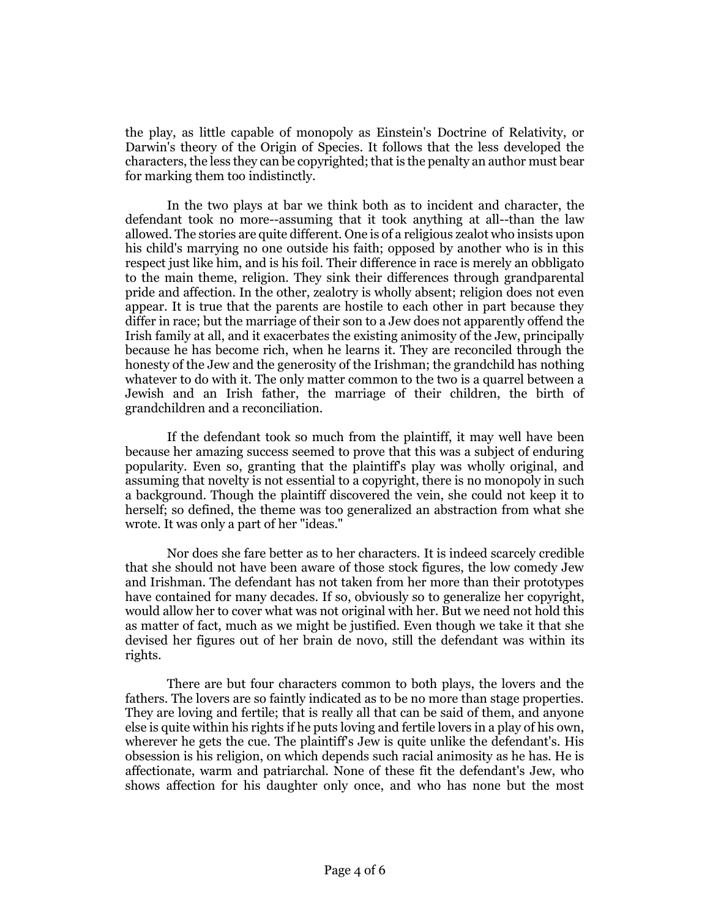the play, as little capable of monopoly as Einstein's Doctrine of Relativity, or Darwin's theory of the Origin of Species. It follows that the less developed the characters, the less they can be copyrighted; that is the penalty an author must bear for marking them too indistinctly.

In the two plays at bar we think both as to incident and character, the defendant took no more--assuming that it took anything at all--than the law allowed. The stories are quite different. One is of a religious zealot who insists upon his child's marrying no one outside his faith; opposed by another who is in this respect just like him, and is his foil. Their difference in race is merely an obbligato to the main theme, religion. They sink their differences through grandparental pride and affection. In the other, zealotry is wholly absent; religion does not even appear. It is true that the parents are hostile to each other in part because they differ in race; but the marriage of their son to a Jew does not apparently offend the Irish family at all, and it exacerbates the existing animosity of the Jew, principally because he has become rich, when he learns it. They are reconciled through the honesty of the Jew and the generosity of the Irishman; the grandchild has nothing whatever to do with it. The only matter common to the two is a quarrel between a Jewish and an Irish father, the marriage of their children, the birth of grandchildren and a reconciliation.

If the defendant took so much from the plaintiff, it may well have been because her amazing success seemed to prove that this was a subject of enduring popularity. Even so, granting that the plaintiff's play was wholly original, and assuming that novelty is not essential to a copyright, there is no monopoly in such a background. Though the plaintiff discovered the vein, she could not keep it to herself; so defined, the theme was too generalized an abstraction from what she wrote. It was only a part of her "ideas."

Nor does she fare better as to her characters. It is indeed scarcely credible that she should not have been aware of those stock figures, the low comedy Jew and Irishman. The defendant has not taken from her more than their prototypes have contained for many decades. If so, obviously so to generalize her copyright, would allow her to cover what was not original with her. But we need not hold this as matter of fact, much as we might be justified. Even though we take it that she devised her figures out of her brain de novo, still the defendant was within its rights.

There are but four characters common to both plays, the lovers and the fathers. The lovers are so faintly indicated as to be no more than stage properties. They are loving and fertile; that is really all that can be said of them, and anyone else is quite within his rights if he puts loving and fertile lovers in a play of his own, wherever he gets the cue. The plaintiff's Jew is quite unlike the defendant's. His obsession is his religion, on which depends such racial animosity as he has. He is affectionate, warm and patriarchal. None of these fit the defendant's Jew, who shows affection for his daughter only once, and who has none but the most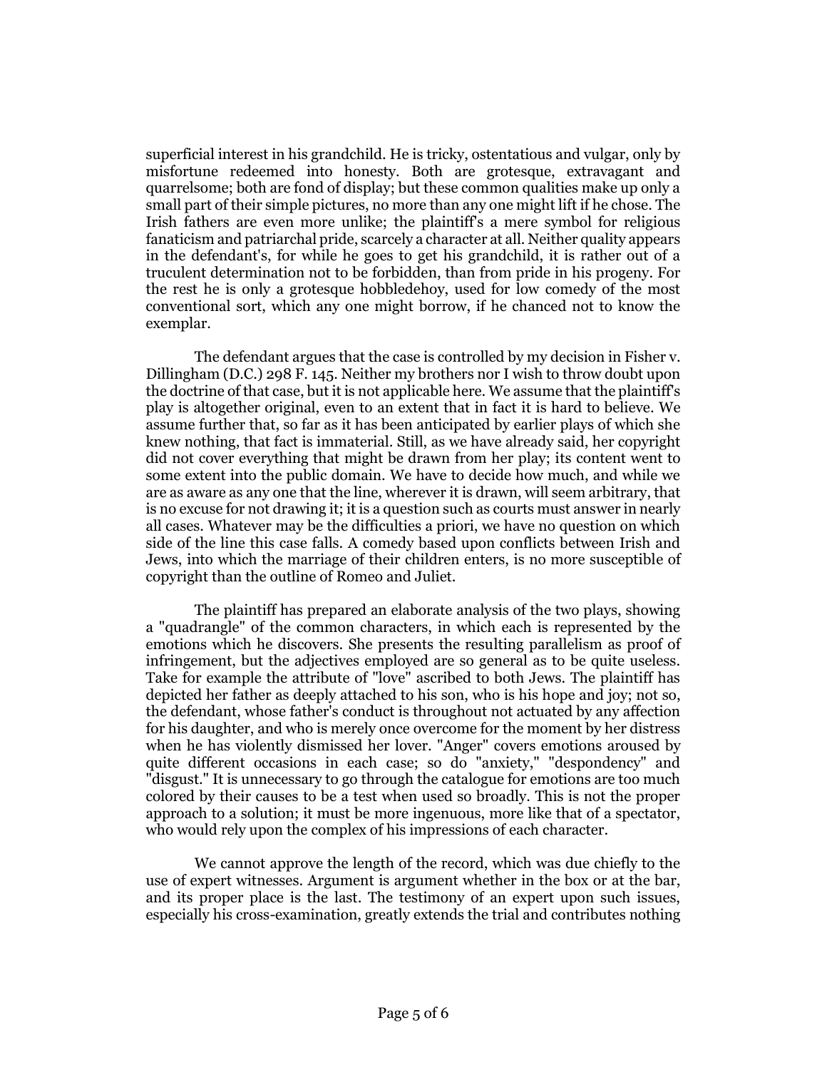superficial interest in his grandchild. He is tricky, ostentatious and vulgar, only by misfortune redeemed into honesty. Both are grotesque, extravagant and quarrelsome; both are fond of display; but these common qualities make up only a small part of their simple pictures, no more than any one might lift if he chose. The Irish fathers are even more unlike; the plaintiff's a mere symbol for religious fanaticism and patriarchal pride, scarcely a character at all. Neither quality appears in the defendant's, for while he goes to get his grandchild, it is rather out of a truculent determination not to be forbidden, than from pride in his progeny. For the rest he is only a grotesque hobbledehoy, used for low comedy of the most conventional sort, which any one might borrow, if he chanced not to know the exemplar.

The defendant argues that the case is controlled by my decision in Fisher v. Dillingham (D.C.) 298 F. 145. Neither my brothers nor I wish to throw doubt upon the doctrine of that case, but it is not applicable here. We assume that the plaintiff's play is altogether original, even to an extent that in fact it is hard to believe. We assume further that, so far as it has been anticipated by earlier plays of which she knew nothing, that fact is immaterial. Still, as we have already said, her copyright did not cover everything that might be drawn from her play; its content went to some extent into the public domain. We have to decide how much, and while we are as aware as any one that the line, wherever it is drawn, will seem arbitrary, that is no excuse for not drawing it; it is a question such as courts must answer in nearly all cases. Whatever may be the difficulties a priori, we have no question on which side of the line this case falls. A comedy based upon conflicts between Irish and Jews, into which the marriage of their children enters, is no more susceptible of copyright than the outline of Romeo and Juliet.

The plaintiff has prepared an elaborate analysis of the two plays, showing a "quadrangle" of the common characters, in which each is represented by the emotions which he discovers. She presents the resulting parallelism as proof of infringement, but the adjectives employed are so general as to be quite useless. Take for example the attribute of "love" ascribed to both Jews. The plaintiff has depicted her father as deeply attached to his son, who is his hope and joy; not so, the defendant, whose father's conduct is throughout not actuated by any affection for his daughter, and who is merely once overcome for the moment by her distress when he has violently dismissed her lover. "Anger" covers emotions aroused by quite different occasions in each case; so do "anxiety," "despondency" and "disgust." It is unnecessary to go through the catalogue for emotions are too much colored by their causes to be a test when used so broadly. This is not the proper approach to a solution; it must be more ingenuous, more like that of a spectator, who would rely upon the complex of his impressions of each character.

We cannot approve the length of the record, which was due chiefly to the use of expert witnesses. Argument is argument whether in the box or at the bar, and its proper place is the last. The testimony of an expert upon such issues, especially his cross-examination, greatly extends the trial and contributes nothing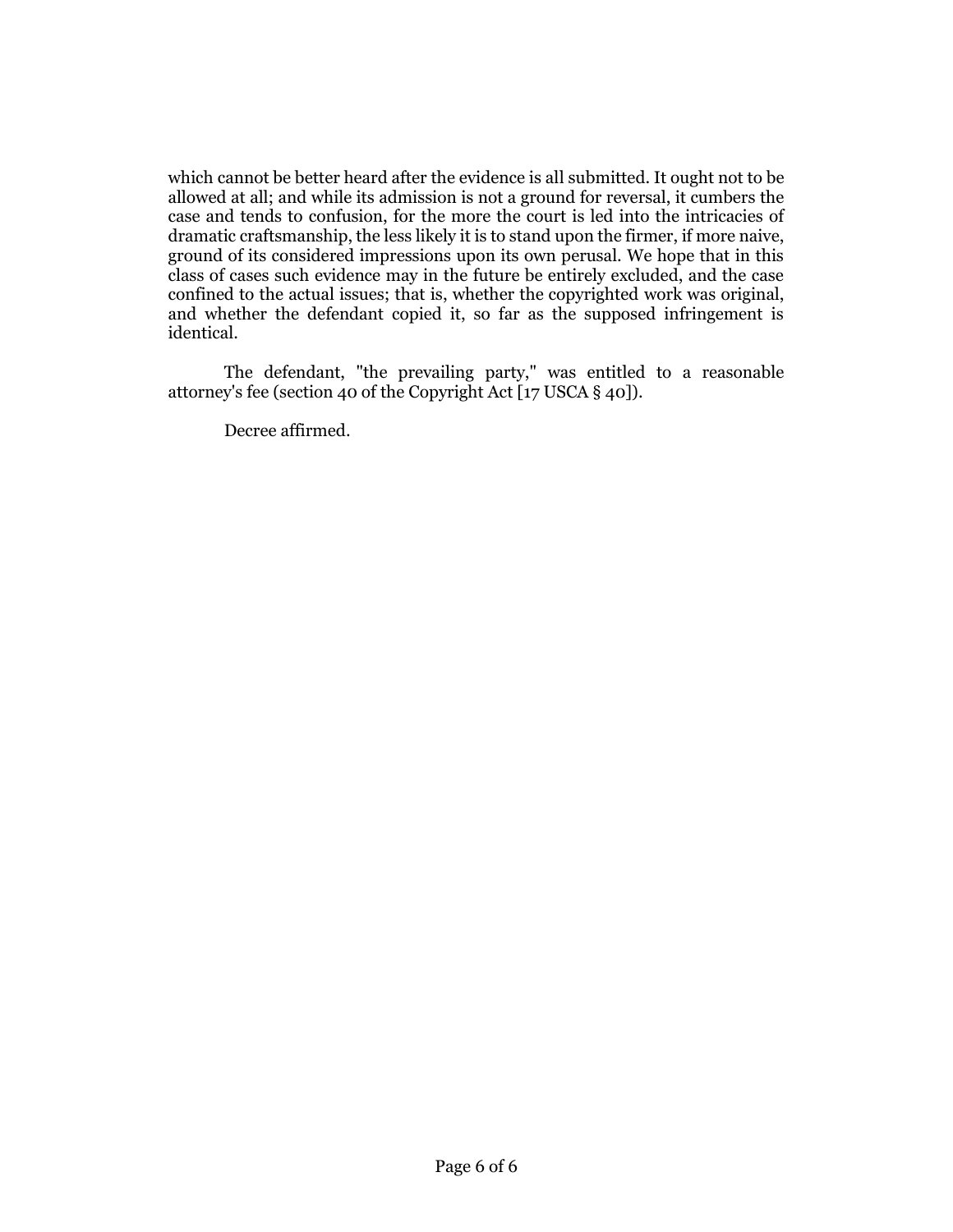which cannot be better heard after the evidence is all submitted. It ought not to be allowed at all; and while its admission is not a ground for reversal, it cumbers the case and tends to confusion, for the more the court is led into the intricacies of dramatic craftsmanship, the less likely it is to stand upon the firmer, if more naive, ground of its considered impressions upon its own perusal. We hope that in this class of cases such evidence may in the future be entirely excluded, and the case confined to the actual issues; that is, whether the copyrighted work was original, and whether the defendant copied it, so far as the supposed infringement is identical.

The defendant, "the prevailing party," was entitled to a reasonable attorney's fee (section 40 of the Copyright Act [17 USCA § 40]).

Decree affirmed.